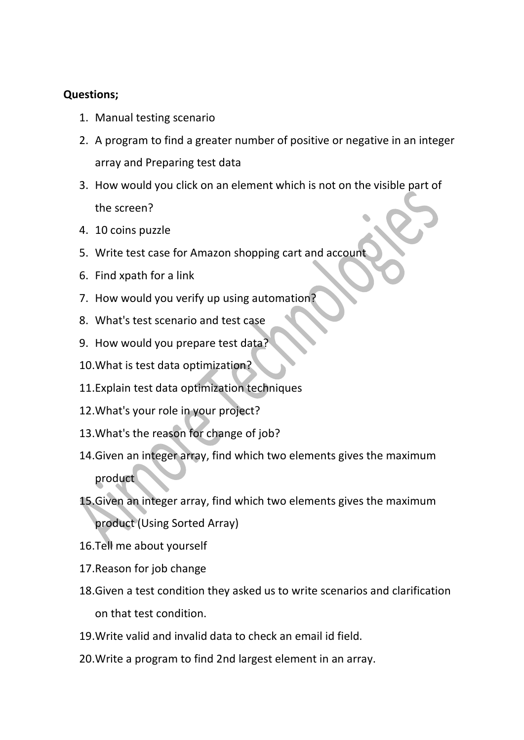**Questions;**

1. Manual testing scenario
2. A program to find a greater number of positive or negative in an integer array and Preparing test data
3. How would you click on an element which is not on the visible part of the screen?
4. 10 coins puzzle
5. Write test case for Amazon shopping cart and account
6. Find xpath for a link
7. How would you verify up using automation?
8. What's test scenario and test case
9. How would you prepare test data?
10. What is test data optimization?
11. Explain test data optimization techniques
12. What's your role in your project?
13. What's the reason for change of job?
14. Given an integer array, find which two elements gives the maximum product
15. Given an integer array, find which two elements gives the maximum product (Using Sorted Array)
16. Tell me about yourself
17. Reason for job change
18. Given a test condition they asked us to write scenarios and clarification on that test condition.
19. Write valid and invalid data to check an email id field.
20. Write a program to find 2nd largest element in an array.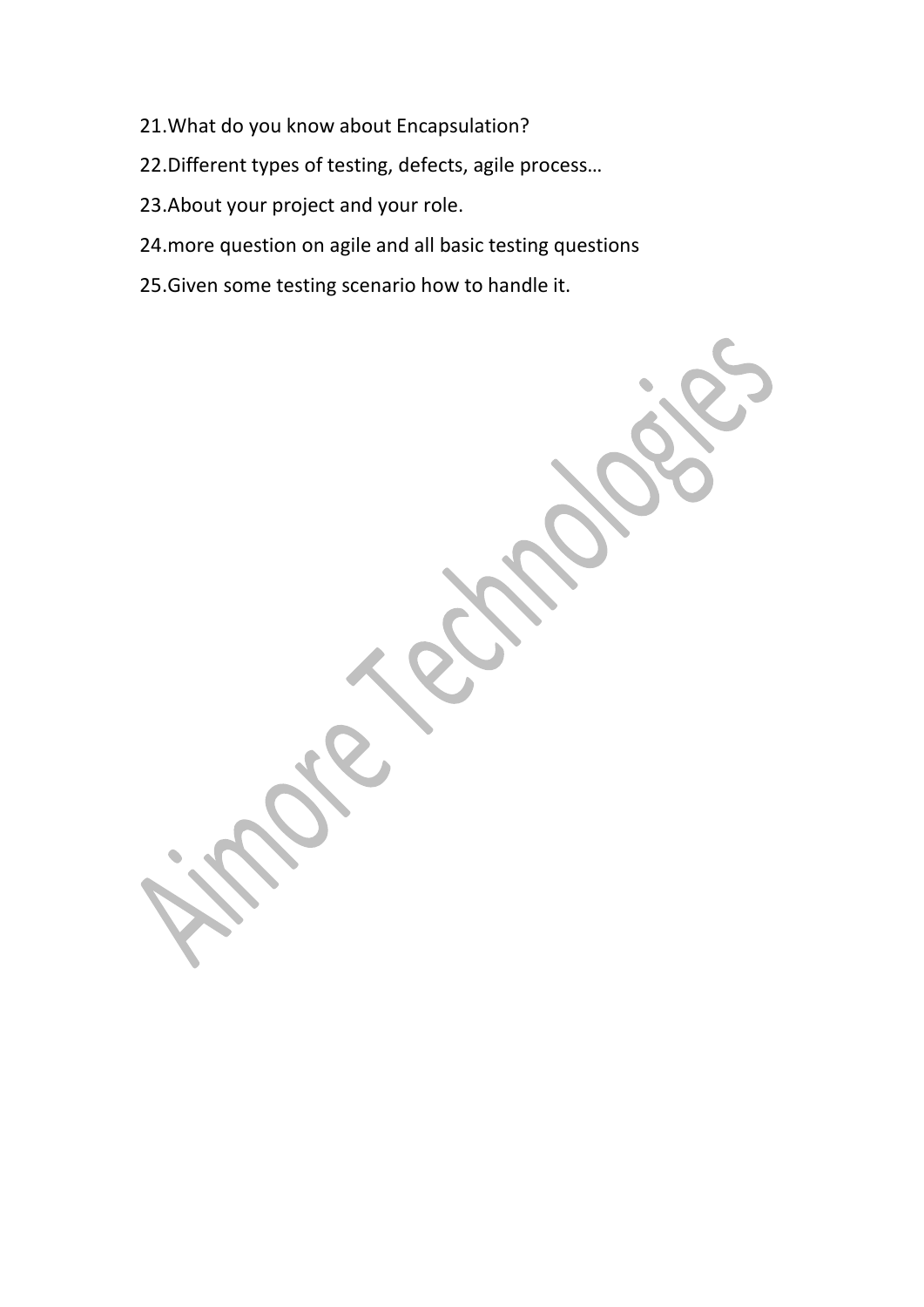21.What do you know about Encapsulation?

22.Different types of testing, defects, agile process…

23.About your project and your role.

24.more question on agile and all basic testing questions

25.Given some testing scenario how to handle it.